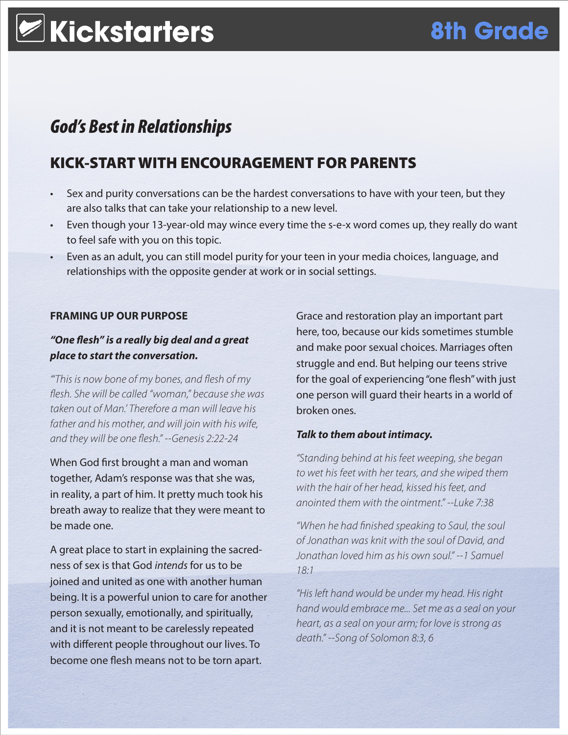# Kickstarters

**8th Grade**

## *God's Best in Relationships*

## KICK-START WITH ENCOURAGEMENT FOR PARENTS

- Sex and purity conversations can be the hardest conversations to have with your teen, but they are also talks that can take your relationship to a new level.
- Even though your 13-year-old may wince every time the s-e-x word comes up, they really do want to feel safe with you on this topic.
- Even as an adult, you can still model purity for your teen in your media choices, language, and relationships with the opposite gender at work or in social settings.

### FRAMING UP OUR PURPOSE

***"One flesh" is a really big deal and a great place to start the conversation.***

*"'This is now bone of my bones, and flesh of my flesh. She will be called "woman," because she was taken out of Man.' Therefore a man will leave his father and his mother, and will join with his wife, and they will be one flesh." --Genesis 2:22-24*

When God first brought a man and woman together, Adam's response was that she was, in reality, a part of him. It pretty much took his breath away to realize that they were meant to be made one.

A great place to start in explaining the sacredness of sex is that God *intends* for us to be joined and united as one with another human being. It is a powerful union to care for another person sexually, emotionally, and spiritually, and it is not meant to be carelessly repeated with different people throughout our lives. To become one flesh means not to be torn apart.

Grace and restoration play an important part here, too, because our kids sometimes stumble and make poor sexual choices. Marriages often struggle and end. But helping our teens strive for the goal of experiencing "one flesh" with just one person will guard their hearts in a world of broken ones.

***Talk to them about intimacy.***

*"Standing behind at his feet weeping, she began to wet his feet with her tears, and she wiped them with the hair of her head, kissed his feet, and anointed them with the ointment." --Luke 7:38*

*"When he had finished speaking to Saul, the soul of Jonathan was knit with the soul of David, and Jonathan loved him as his own soul." --1 Samuel 18:1*

*"His left hand would be under my head. His right hand would embrace me... Set me as a seal on your heart, as a seal on your arm; for love is strong as death." --Song of Solomon 8:3, 6*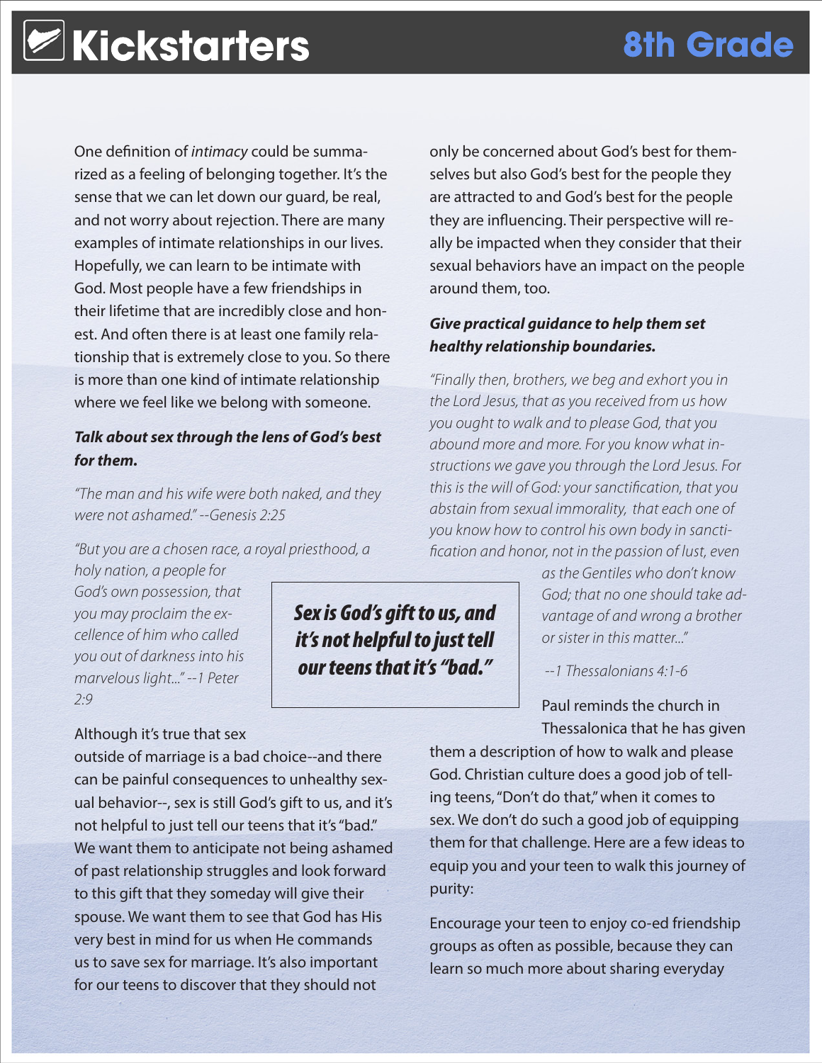One definition of *intimacy* could be summarized as a feeling of belonging together. It's the sense that we can let down our guard, be real, and not worry about rejection. There are many examples of intimate relationships in our lives. Hopefully, we can learn to be intimate with God. Most people have a few friendships in their lifetime that are incredibly close and honest. And often there is at least one family relationship that is extremely close to you. So there is more than one kind of intimate relationship where we feel like we belong with someone.

***Talk about sex through the lens of God's best for them.***

*"The man and his wife were both naked, and they were not ashamed." --Genesis 2:25*

*"But you are a chosen race, a royal priesthood, a holy nation, a people for God's own possession, that you may proclaim the excellence of him who called you out of darkness into his marvelous light..." --1 Peter 2:9*

> ***Sex is God's gift to us, and it's not helpful to just tell our teens that it's "bad."***

Although it's true that sex outside of marriage is a bad choice--and there can be painful consequences to unhealthy sexual behavior--, sex is still God's gift to us, and it's not helpful to just tell our teens that it's "bad." We want them to anticipate not being ashamed of past relationship struggles and look forward to this gift that they someday will give their spouse. We want them to see that God has His very best in mind for us when He commands us to save sex for marriage. It's also important for our teens to discover that they should not only be concerned about God's best for themselves but also God's best for the people they are attracted to and God's best for the people they are influencing. Their perspective will really be impacted when they consider that their sexual behaviors have an impact on the people around them, too.

***Give practical guidance to help them set healthy relationship boundaries.***

*"Finally then, brothers, we beg and exhort you in the Lord Jesus, that as you received from us how you ought to walk and to please God, that you abound more and more. For you know what instructions we gave you through the Lord Jesus. For this is the will of God: your sanctification, that you abstain from sexual immorality, that each one of you know how to control his own body in sanctification and honor, not in the passion of lust, even as the Gentiles who don't know God; that no one should take advantage of and wrong a brother or sister in this matter..."*

*--1 Thessalonians 4:1-6*

Paul reminds the church in Thessalonica that he has given them a description of how to walk and please God. Christian culture does a good job of telling teens, "Don't do that," when it comes to sex. We don't do such a good job of equipping them for that challenge. Here are a few ideas to equip you and your teen to walk this journey of purity:

Encourage your teen to enjoy co-ed friendship groups as often as possible, because they can learn so much more about sharing everyday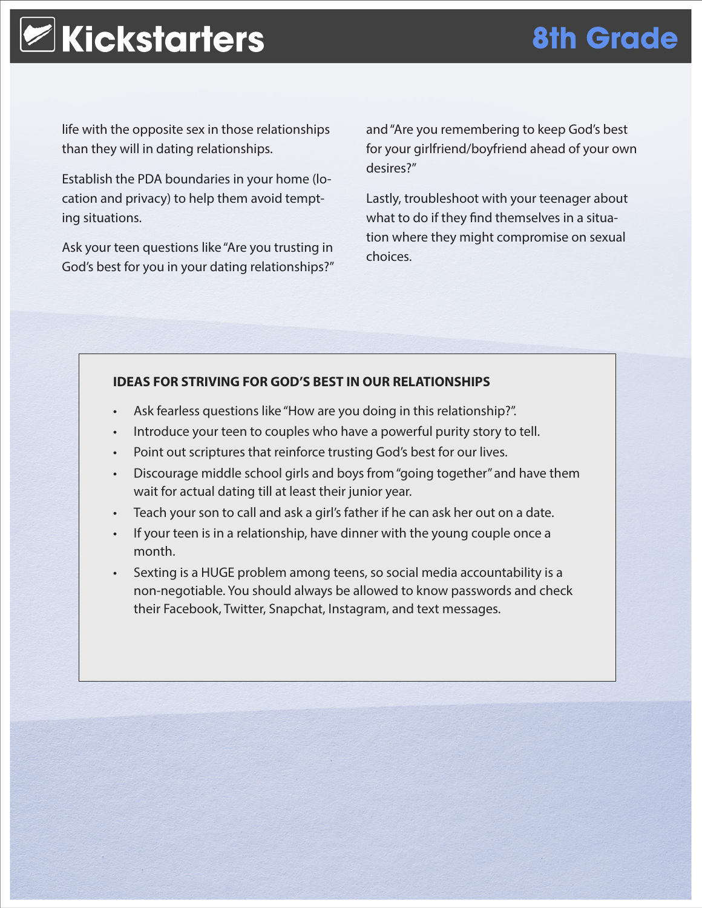life with the opposite sex in those relationships than they will in dating relationships.

Establish the PDA boundaries in your home (location and privacy) to help them avoid tempting situations.

Ask your teen questions like "Are you trusting in God's best for you in your dating relationships?" and "Are you remembering to keep God's best for your girlfriend/boyfriend ahead of your own desires?"

Lastly, troubleshoot with your teenager about what to do if they find themselves in a situation where they might compromise on sexual choices.

**IDEAS FOR STRIVING FOR GOD'S BEST IN OUR RELATIONSHIPS**

- Ask fearless questions like "How are you doing in this relationship?".
- Introduce your teen to couples who have a powerful purity story to tell.
- Point out scriptures that reinforce trusting God's best for our lives.
- Discourage middle school girls and boys from "going together" and have them wait for actual dating till at least their junior year.
- Teach your son to call and ask a girl's father if he can ask her out on a date.
- If your teen is in a relationship, have dinner with the young couple once a month.
- Sexting is a HUGE problem among teens, so social media accountability is a non-negotiable. You should always be allowed to know passwords and check their Facebook, Twitter, Snapchat, Instagram, and text messages.